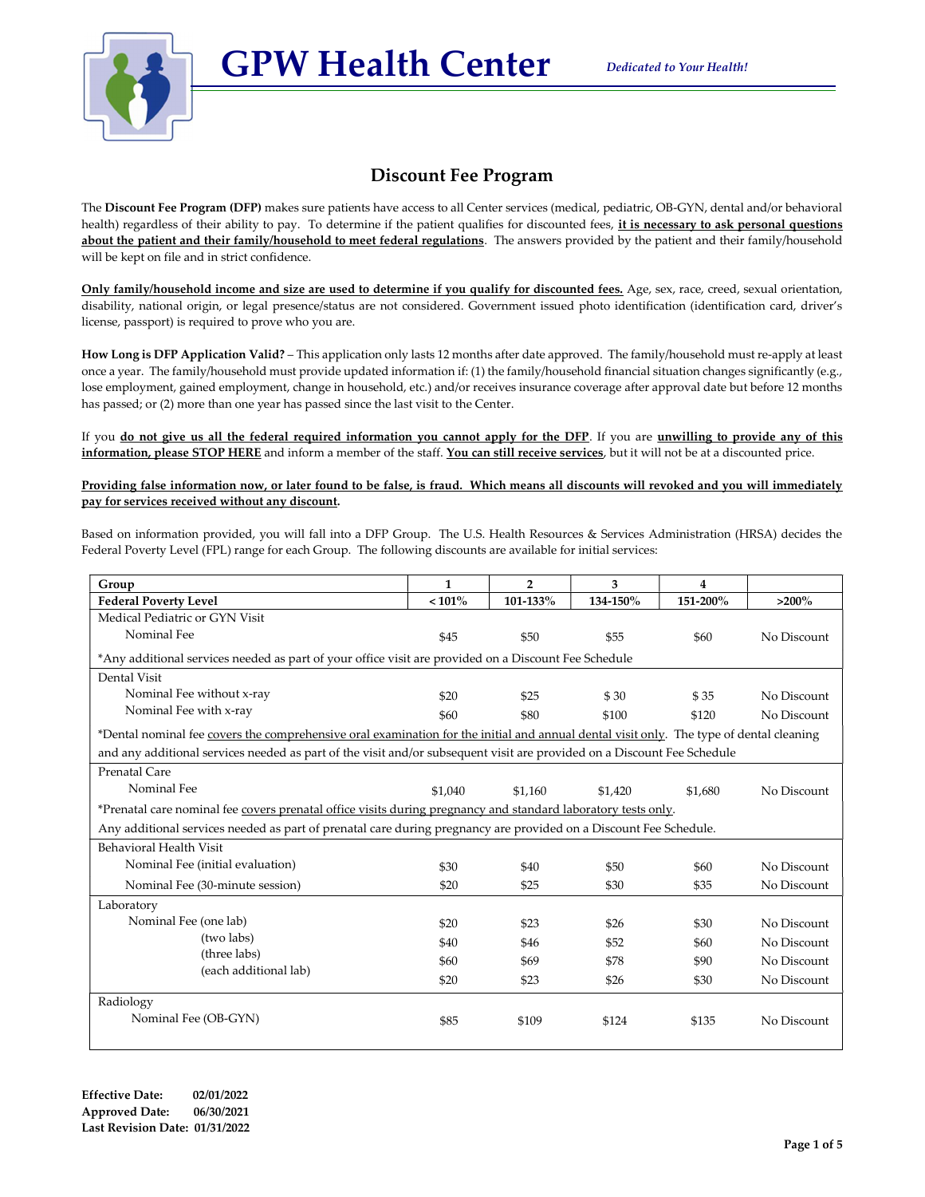# GPW Health Center

*Dedicated to Your Health!*

## Discount Fee Program

The **Discount Fee Program (DFP)** makes sure patients have access to all Center services (medical, pediatric, OB-GYN, dental and/or behavioral health) regardless of their ability to pay. To determine if the patient qualifies for discounted fees, **it is necessary to ask personal questions about the patient and their family/household to meet federal regulations**. The answers provided by the patient and their family/household will be kept on file and in strict confidence.

**Only family/household income and size are used to determine if you qualify for discounted fees.** Age, sex, race, creed, sexual orientation, disability, national origin, or legal presence/status are not considered. Government issued photo identification (identification card, driver's license, passport) is required to prove who you are.

**How Long is DFP Application Valid?** – This application only lasts 12 months after date approved. The family/household must re-apply at least once a year. The family/household must provide updated information if: (1) the family/household financial situation changes significantly (e.g., lose employment, gained employment, change in household, etc.) and/or receives insurance coverage after approval date but before 12 months has passed; or (2) more than one year has passed since the last visit to the Center.

If you **do not give us all the federal required information you cannot apply for the DFP**. If you are **unwilling to provide any of this information, please STOP HERE** and inform a member of the staff. **You can still receive services**, but it will not be at a discounted price.

**Providing false information now, or later found to be false, is fraud. Which means all discounts will revoked and you will immediately pay for services received without any discount.**

Based on information provided, you will fall into a DFP Group. The U.S. Health Resources & Services Administration (HRSA) decides the Federal Poverty Level (FPL) range for each Group. The following discounts are available for initial services:

| Group | 1 | 2 | 3 | 4 | |
|---|---|---|---|---|---|
| **Federal Poverty Level** | **< 101%** | **101-133%** | **134-150%** | **151-200%** | **>200%** |
| Medical Pediatric or GYN Visit | | | | | |
| Nominal Fee | $45 | $50 | $55 | $60 | No Discount |
| *Any additional services needed as part of your office visit are provided on a Discount Fee Schedule | | | | | |
| Dental Visit | | | | | |
| Nominal Fee without x-ray | $20 | $25 | $ 30 | $ 35 | No Discount |
| Nominal Fee with x-ray | $60 | $80 | $100 | $120 | No Discount |
| *Dental nominal fee covers the comprehensive oral examination for the initial and annual dental visit only. The type of dental cleaning and any additional services needed as part of the visit and/or subsequent visit are provided on a Discount Fee Schedule | | | | | |
| Prenatal Care | | | | | |
| Nominal Fee | $1,040 | $1,160 | $1,420 | $1,680 | No Discount |
| *Prenatal care nominal fee covers prenatal office visits during pregnancy and standard laboratory tests only. Any additional services needed as part of prenatal care during pregnancy are provided on a Discount Fee Schedule. | | | | | |
| Behavioral Health Visit | | | | | |
| Nominal Fee (initial evaluation) | $30 | $40 | $50 | $60 | No Discount |
| Nominal Fee (30-minute session) | $20 | $25 | $30 | $35 | No Discount |
| Laboratory | | | | | |
| Nominal Fee (one lab) | $20 | $23 | $26 | $30 | No Discount |
| (two labs) | $40 | $46 | $52 | $60 | No Discount |
| (three labs) | $60 | $69 | $78 | $90 | No Discount |
| (each additional lab) | $20 | $23 | $26 | $30 | No Discount |
| Radiology | | | | | |
| Nominal Fee (OB-GYN) | $85 | $109 | $124 | $135 | No Discount |

**Effective Date: 02/01/2022**
**Approved Date: 06/30/2021**
**Last Revision Date: 01/31/2022**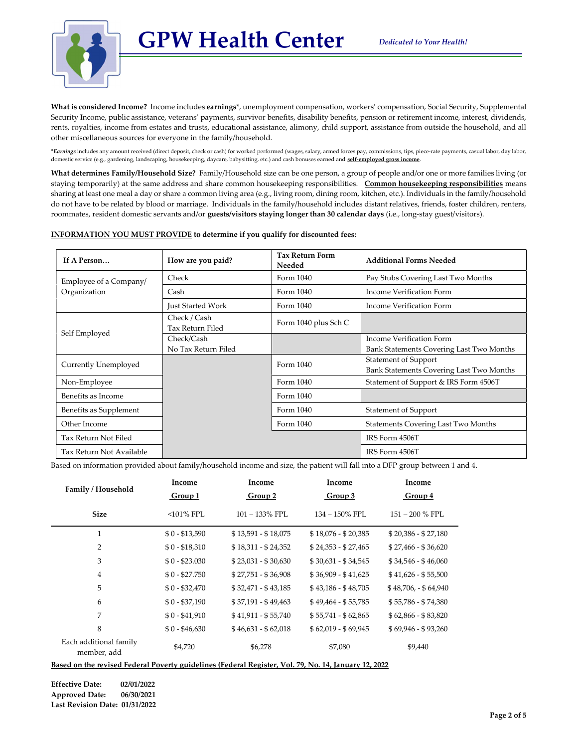# GPW Health Center

*Dedicated to Your Health!*

**What is considered Income?** Income includes **earnings***, unemployment compensation, workers' compensation, Social Security, Supplemental Security Income, public assistance, veterans' payments, survivor benefits, disability benefits, pension or retirement income, interest, dividends, rents, royalties, income from estates and trusts, educational assistance, alimony, child support, assistance from outside the household, and all other miscellaneous sources for everyone in the family/household.

****Earnings*** includes any amount received (direct deposit, check or cash) for worked performed (wages, salary, armed forces pay, commissions, tips, piece-rate payments, casual labor, day labor, domestic service (e.g., gardening, landscaping, housekeeping, daycare, babysitting, etc.) and cash bonuses earned and **self-employed gross income**.

**What determines Family/Household Size?** Family/Household size can be one person, a group of people and/or one or more families living (or staying temporarily) at the same address and share common housekeeping responsibilities. **Common housekeeping responsibilities** means sharing at least one meal a day or share a common living area (e.g., living room, dining room, kitchen, etc.). Individuals in the family/household do not have to be related by blood or marriage. Individuals in the family/household includes distant relatives, friends, foster children, renters, roommates, resident domestic servants and/or **guests/visitors staying longer than 30 calendar days** (i.e., long-stay guest/visitors).

**INFORMATION YOU MUST PROVIDE to determine if you qualify for discounted fees:**

| If A Person… | How are you paid? | Tax Return Form Needed | Additional Forms Needed |
|---|---|---|---|
| Employee of a Company/ Organization | Check | Form 1040 | Pay Stubs Covering Last Two Months |
| | Cash | Form 1040 | Income Verification Form |
| | Just Started Work | Form 1040 | Income Verification Form |
| Self Employed | Check / Cash Tax Return Filed | Form 1040 plus Sch C | |
| | Check/Cash No Tax Return Filed | | Income Verification Form Bank Statements Covering Last Two Months |
| Currently Unemployed | | Form 1040 | Statement of Support Bank Statements Covering Last Two Months |
| Non-Employee | | Form 1040 | Statement of Support & IRS Form 4506T |
| Benefits as Income | | Form 1040 | |
| Benefits as Supplement | | Form 1040 | Statement of Support |
| Other Income | | Form 1040 | Statements Covering Last Two Months |
| Tax Return Not Filed | | | IRS Form 4506T |
| Tax Return Not Available | | | IRS Form 4506T |

Based on information provided about family/household income and size, the patient will fall into a DFP group between 1 and 4.

| Family / Household Size | Income Group 1 <101% FPL | Income Group 2 101 – 133% FPL | Income Group 3 134 – 150% FPL | Income Group 4 151 – 200 % FPL |
|---|---|---|---|---|
| 1 | $ 0 - $13,590 | $ 13,591 - $ 18,075 | $ 18,076 - $ 20,385 | $ 20,386 - $ 27,180 |
| 2 | $ 0 - $18,310 | $ 18,311 - $ 24,352 | $ 24,353 - $ 27,465 | $ 27,466 - $ 36,620 |
| 3 | $ 0 - $23.030 | $ 23,031 - $ 30,630 | $ 30,631 - $ 34,545 | $ 34,546 - $ 46,060 |
| 4 | $ 0 - $27.750 | $ 27,751 - $ 36,908 | $ 36,909 - $ 41,625 | $ 41,626 - $ 55,500 |
| 5 | $ 0 - $32,470 | $ 32,471 - $ 43,185 | $ 43,186 - $ 48,705 | $ 48,706, - $ 64,940 |
| 6 | $ 0 - $37,190 | $ 37,191 - $ 49,463 | $ 49,464 - $ 55,785 | $ 55,786 - $ 74,380 |
| 7 | $ 0 - $41,910 | $ 41,911 - $ 55,740 | $ 55,741 - $ 62,865 | $ 62,866 - $ 83,820 |
| 8 | $ 0 - $46,630 | $ 46,631 - $ 62,018 | $ 62,019 - $ 69,945 | $ 69,946 - $ 93,260 |
| Each additional family member, add | $4,720 | $6,278 | $7,080 | $9,440 |

**Based on the revised Federal Poverty guidelines (Federal Register, Vol. 79, No. 14, January 12, 2022**

**Effective Date:** 02/01/2022
**Approved Date:** 06/30/2021
**Last Revision Date:** 01/31/2022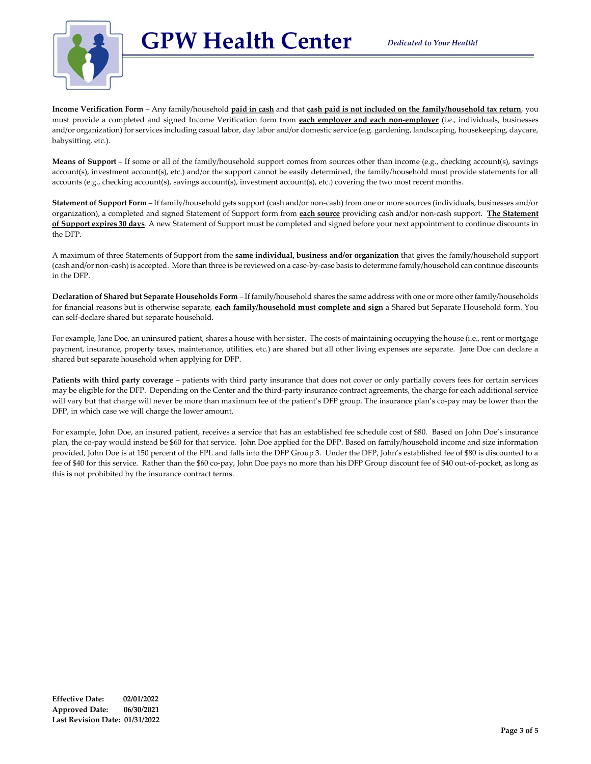**Income Verification Form** – Any family/household **paid in cash** and that **cash paid is not included on the family/household tax return**, you must provide a completed and signed Income Verification form from **each employer and each non-employer** (i.e., individuals, businesses and/or organization) for services including casual labor, day labor and/or domestic service (e.g. gardening, landscaping, housekeeping, daycare, babysitting, etc.).

**Means of Support** – If some or all of the family/household support comes from sources other than income (e.g., checking account(s), savings account(s), investment account(s), etc.) and/or the support cannot be easily determined, the family/household must provide statements for all accounts (e.g., checking account(s), savings account(s), investment account(s), etc.) covering the two most recent months.

**Statement of Support Form** – If family/household gets support (cash and/or non-cash) from one or more sources (individuals, businesses and/or organization), a completed and signed Statement of Support form from **each source** providing cash and/or non-cash support. **The Statement of Support expires 30 days**. A new Statement of Support must be completed and signed before your next appointment to continue discounts in the DFP.

A maximum of three Statements of Support from the **same individual, business and/or organization** that gives the family/household support (cash and/or non-cash) is accepted. More than three is be reviewed on a case-by-case basis to determine family/household can continue discounts in the DFP.

**Declaration of Shared but Separate Households Form** – If family/household shares the same address with one or more other family/households for financial reasons but is otherwise separate, **each family/household must complete and sign** a Shared but Separate Household form. You can self-declare shared but separate household.

For example, Jane Doe, an uninsured patient, shares a house with her sister. The costs of maintaining occupying the house (i.e., rent or mortgage payment, insurance, property taxes, maintenance, utilities, etc.) are shared but all other living expenses are separate. Jane Doe can declare a shared but separate household when applying for DFP.

**Patients with third party coverage** – patients with third party insurance that does not cover or only partially covers fees for certain services may be eligible for the DFP. Depending on the Center and the third-party insurance contract agreements, the charge for each additional service will vary but that charge will never be more than maximum fee of the patient's DFP group. The insurance plan's co-pay may be lower than the DFP, in which case we will charge the lower amount.

For example, John Doe, an insured patient, receives a service that has an established fee schedule cost of $80. Based on John Doe's insurance plan, the co-pay would instead be $60 for that service. John Doe applied for the DFP. Based on family/household income and size information provided, John Doe is at 150 percent of the FPL and falls into the DFP Group 3. Under the DFP, John's established fee of $80 is discounted to a fee of $40 for this service. Rather than the $60 co-pay, John Doe pays no more than his DFP Group discount fee of $40 out-of-pocket, as long as this is not prohibited by the insurance contract terms.

**Effective Date:** 02/01/2022
**Approved Date:** 06/30/2021
**Last Revision Date:** 01/31/2022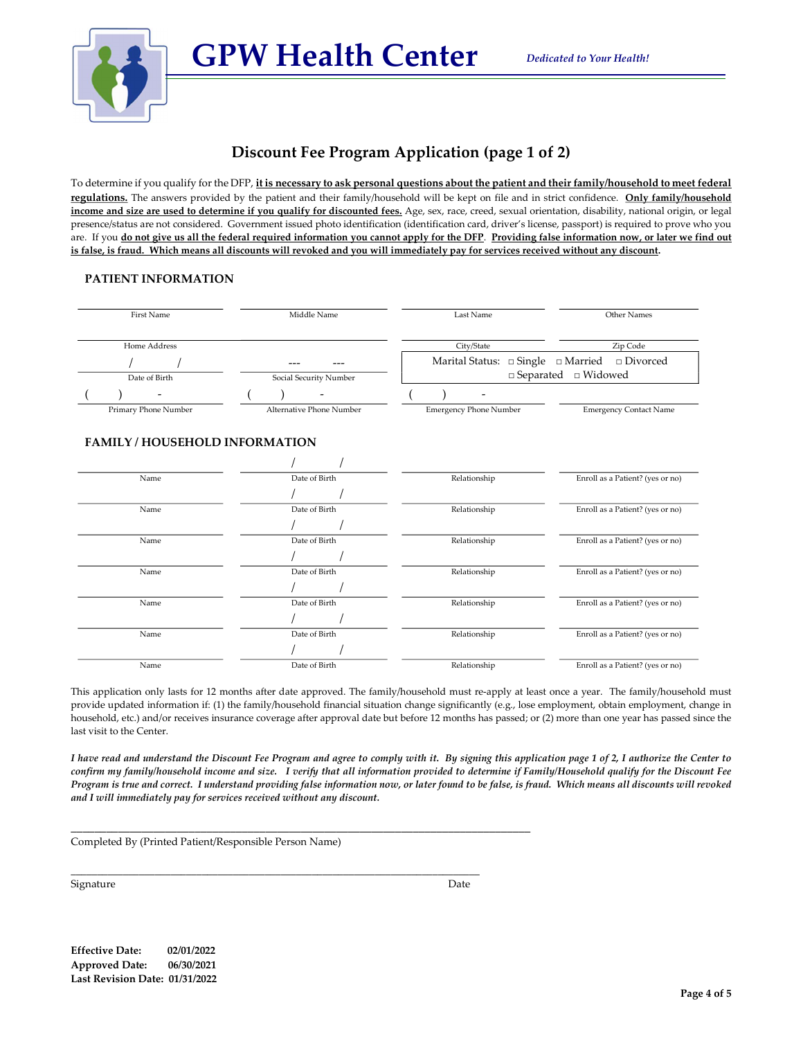# GPW Health Center

*Dedicated to Your Health!*

## Discount Fee Program Application (page 1 of 2)

To determine if you qualify for the DFP, **it is necessary to ask personal questions about the patient and their family/household to meet federal regulations.** The answers provided by the patient and their family/household will be kept on file and in strict confidence. **Only family/household income and size are used to determine if you qualify for discounted fees.** Age, sex, race, creed, sexual orientation, disability, national origin, or legal presence/status are not considered. Government issued photo identification (identification card, driver's license, passport) is required to prove who you are. If you **do not give us all the federal required information you cannot apply for the DFP**. **Providing false information now, or later we find out is false, is fraud. Which means all discounts will revoked and you will immediately pay for services received without any discount**.

### PATIENT INFORMATION

| First Name | Middle Name | Last Name | Other Names |
|---|---|---|---|
| Home Address | | City/State | Zip Code |
| Date of Birth: / / | Social Security Number: --- --- | Marital Status: □ Single □ Married □ Divorced □ Separated □ Widowed | |
| Primary Phone Number: ( ) - | Alternative Phone Number: ( ) - | Emergency Phone Number: ( ) - | Emergency Contact Name |

### FAMILY / HOUSEHOLD INFORMATION

| Name | Date of Birth | Relationship | Enroll as a Patient? (yes or no) |
|---|---|---|---|
| | / / | | |
| | / / | | |
| | / / | | |
| | / / | | |
| | / / | | |
| | / / | | |
| | / / | | |

This application only lasts for 12 months after date approved. The family/household must re-apply at least once a year. The family/household must provide updated information if: (1) the family/household financial situation change significantly (e.g., lose employment, obtain employment, change in household, etc.) and/or receives insurance coverage after approval date but before 12 months has passed; or (2) more than one year has passed since the last visit to the Center.

*I have read and understand the Discount Fee Program and agree to comply with it. By signing this application page 1 of 2, I authorize the Center to confirm my family/household income and size. I verify that all information provided to determine if Family/Household qualify for the Discount Fee Program is true and correct. I understand providing false information now, or later found to be false, is fraud. Which means all discounts will revoked and I will immediately pay for services received without any discount.*

\_\_\_\_\_\_\_\_\_\_\_\_\_\_\_\_\_\_\_\_\_\_\_\_\_\_\_\_\_\_\_\_\_\_\_\_\_\_\_\_\_\_\_\_\_\_\_\_\_\_\_\_\_\_\_\_

Completed By (Printed Patient/Responsible Person Name)

\_\_\_\_\_\_\_\_\_\_\_\_\_\_\_\_\_\_\_\_\_\_\_\_\_\_\_\_\_\_\_\_\_\_\_\_\_\_\_\_\_\_\_\_\_\_\_\_\_\_\_\_\_\_\_\_

Signature Date

**Effective Date:** 02/01/2022
**Approved Date:** 06/30/2021
**Last Revision Date:** 01/31/2022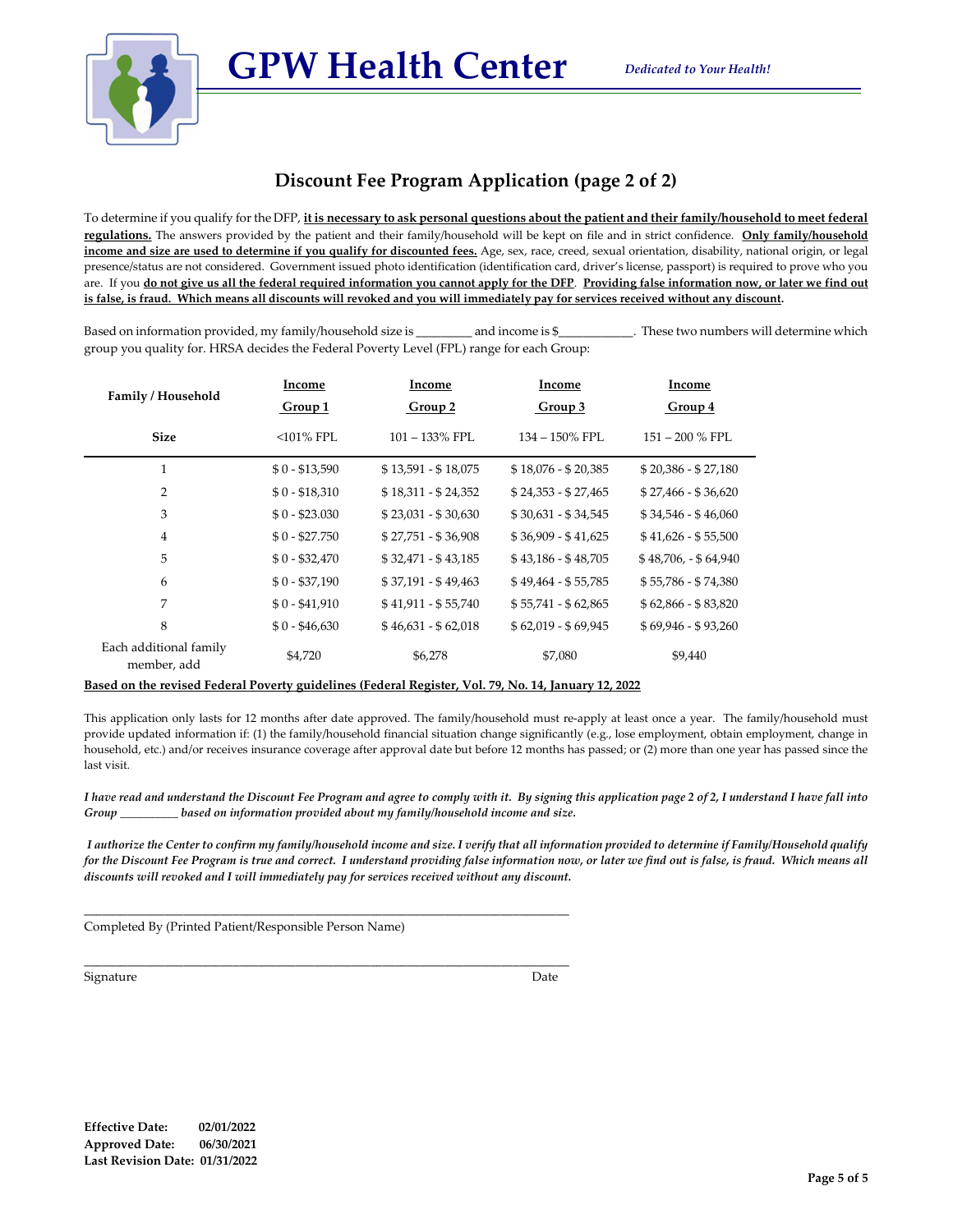# GPW Health Center

*Dedicated to Your Health!*

## Discount Fee Program Application (page 2 of 2)

To determine if you qualify for the DFP, **it is necessary to ask personal questions about the patient and their family/household to meet federal regulations.** The answers provided by the patient and their family/household will be kept on file and in strict confidence. **Only family/household income and size are used to determine if you qualify for discounted fees.** Age, sex, race, creed, sexual orientation, disability, national origin, or legal presence/status are not considered. Government issued photo identification (identification card, driver's license, passport) is required to prove who you are. If you **do not give us all the federal required information you cannot apply for the DFP**. **Providing false information now, or later we find out is false, is fraud. Which means all discounts will revoked and you will immediately pay for services received without any discount.**

Based on information provided, my family/household size is ________ and income is $___________. These two numbers will determine which group you quality for. HRSA decides the Federal Poverty Level (FPL) range for each Group:

| Family / Household Size | Income Group 1 <101% FPL | Income Group 2 101 – 133% FPL | Income Group 3 134 – 150% FPL | Income Group 4 151 – 200 % FPL |
|---|---|---|---|---|
| 1 | $ 0 - $13,590 | $ 13,591 - $ 18,075 | $ 18,076 - $ 20,385 | $ 20,386 - $ 27,180 |
| 2 | $ 0 - $18,310 | $ 18,311 - $ 24,352 | $ 24,353 - $ 27,465 | $ 27,466 - $ 36,620 |
| 3 | $ 0 - $23.030 | $ 23,031 - $ 30,630 | $ 30,631 - $ 34,545 | $ 34,546 - $ 46,060 |
| 4 | $ 0 - $27.750 | $ 27,751 - $ 36,908 | $ 36,909 - $ 41,625 | $ 41,626 - $ 55,500 |
| 5 | $ 0 - $32,470 | $ 32,471 - $ 43,185 | $ 43,186 - $ 48,705 | $ 48,706, - $ 64,940 |
| 6 | $ 0 - $37,190 | $ 37,191 - $ 49,463 | $ 49,464 - $ 55,785 | $ 55,786 - $ 74,380 |
| 7 | $ 0 - $41,910 | $ 41,911 - $ 55,740 | $ 55,741 - $ 62,865 | $ 62,866 - $ 83,820 |
| 8 | $ 0 - $46,630 | $ 46,631 - $ 62,018 | $ 62,019 - $ 69,945 | $ 69,946 - $ 93,260 |
| Each additional family member, add | $4,720 | $6,278 | $7,080 | $9,440 |

**Based on the revised Federal Poverty guidelines (Federal Register, Vol. 79, No. 14, January 12, 2022**

This application only lasts for 12 months after date approved. The family/household must re-apply at least once a year. The family/household must provide updated information if: (1) the family/household financial situation change significantly (e.g., lose employment, obtain employment, change in household, etc.) and/or receives insurance coverage after approval date but before 12 months has passed; or (2) more than one year has passed since the last visit.

***I have read and understand the Discount Fee Program and agree to comply with it. By signing this application page 2 of 2, I understand I have fall into Group _________ based on information provided about my family/household income and size.***

***I authorize the Center to confirm my family/household income and size. I verify that all information provided to determine if Family/Household qualify for the Discount Fee Program is true and correct. I understand providing false information now, or later we find out is false, is fraud. Which means all discounts will revoked and I will immediately pay for services received without any discount.***

_______________________________________________________________________________

Completed By (Printed Patient/Responsible Person Name)

_______________________________________________________________________________

Signature Date

**Effective Date: 02/01/2022**
**Approved Date: 06/30/2021**
**Last Revision Date: 01/31/2022**